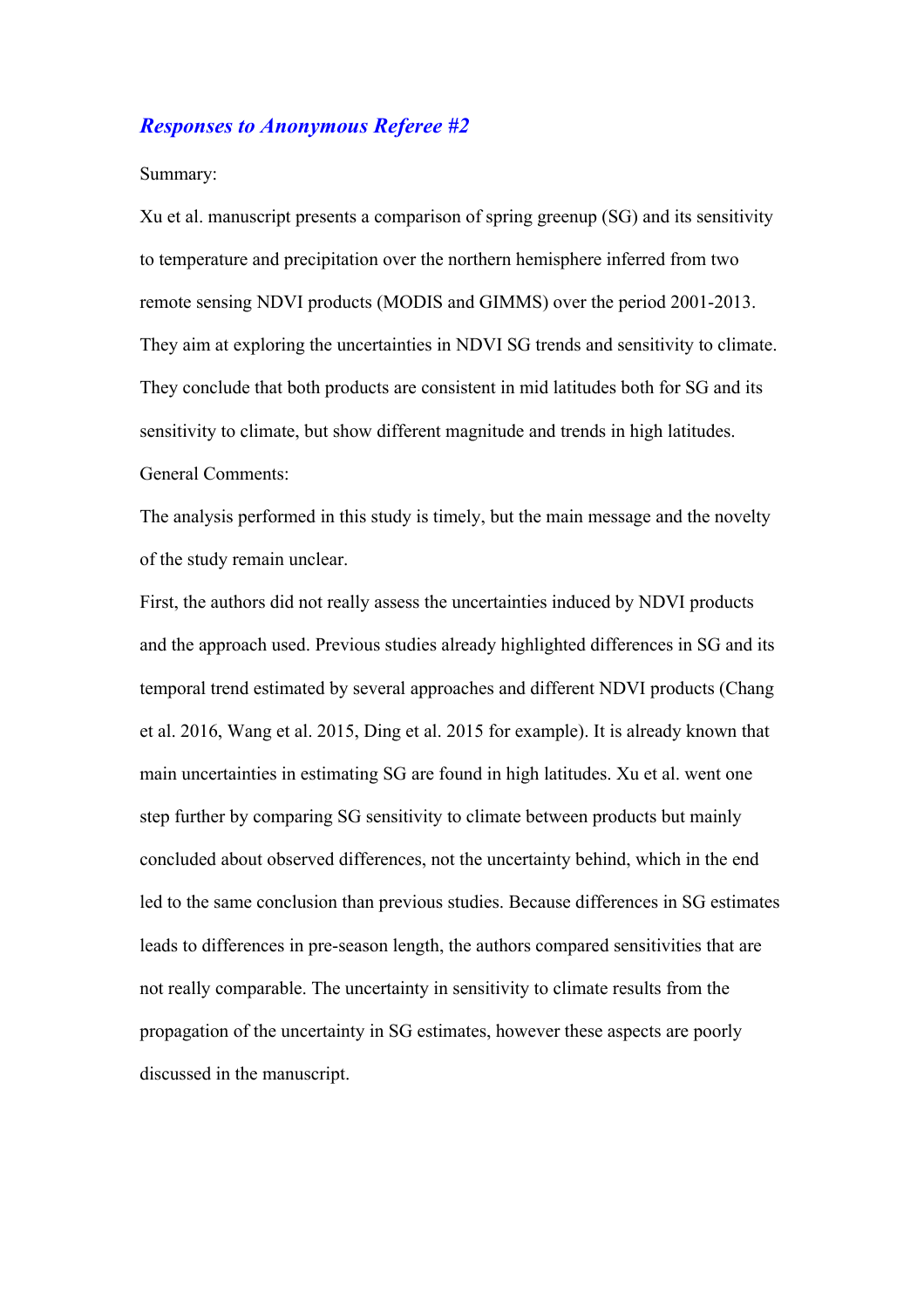## *Responses to Anonymous Referee #2*

Summary:

Xu et al. manuscript presents a comparison of spring greenup (SG) and its sensitivity to temperature and precipitation over the northern hemisphere inferred from two remote sensing NDVI products (MODIS and GIMMS) over the period 2001-2013. They aim at exploring the uncertainties in NDVI SG trends and sensitivity to climate. They conclude that both products are consistent in mid latitudes both for SG and its sensitivity to climate, but show different magnitude and trends in high latitudes.

General Comments:

The analysis performed in this study is timely, but the main message and the novelty of the study remain unclear.

First, the authors did not really assess the uncertainties induced by NDVI products and the approach used. Previous studies already highlighted differences in SG and its temporal trend estimated by several approaches and different NDVI products (Chang et al. 2016, Wang et al. 2015, Ding et al. 2015 for example). It is already known that main uncertainties in estimating SG are found in high latitudes. Xu et al. went one step further by comparing SG sensitivity to climate between products but mainly concluded about observed differences, not the uncertainty behind, which in the end led to the same conclusion than previous studies. Because differences in SG estimates leads to differences in pre-season length, the authors compared sensitivities that are not really comparable. The uncertainty in sensitivity to climate results from the propagation of the uncertainty in SG estimates, however these aspects are poorly discussed in the manuscript.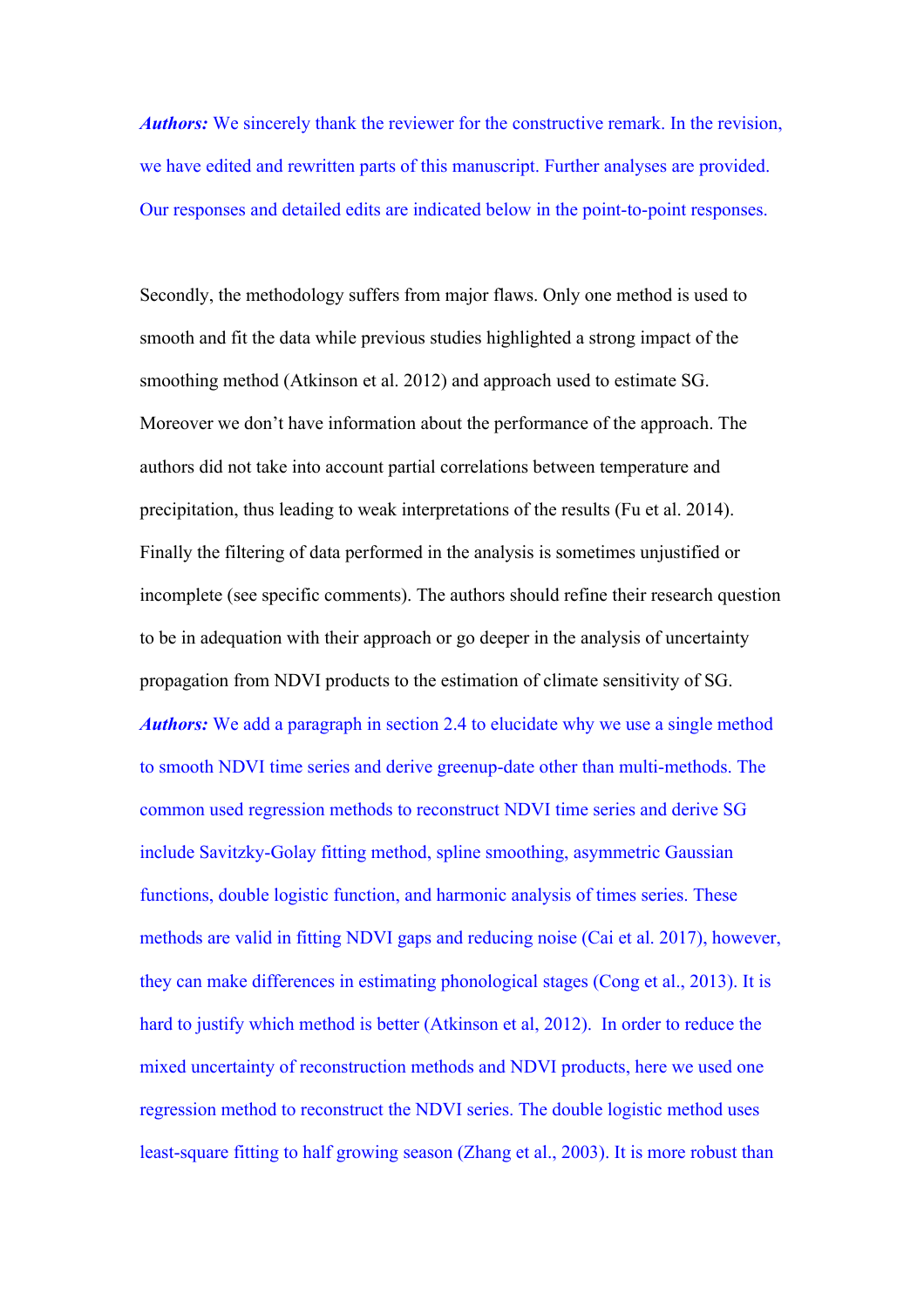***Authors:*** We sincerely thank the reviewer for the constructive remark. In the revision, we have edited and rewritten parts of this manuscript. Further analyses are provided. Our responses and detailed edits are indicated below in the point-to-point responses.

Secondly, the methodology suffers from major flaws. Only one method is used to smooth and fit the data while previous studies highlighted a strong impact of the smoothing method (Atkinson et al. 2012) and approach used to estimate SG. Moreover we don't have information about the performance of the approach. The authors did not take into account partial correlations between temperature and precipitation, thus leading to weak interpretations of the results (Fu et al. 2014). Finally the filtering of data performed in the analysis is sometimes unjustified or incomplete (see specific comments). The authors should refine their research question to be in adequation with their approach or go deeper in the analysis of uncertainty propagation from NDVI products to the estimation of climate sensitivity of SG.

***Authors:*** We add a paragraph in section 2.4 to elucidate why we use a single method to smooth NDVI time series and derive greenup-date other than multi-methods. The common used regression methods to reconstruct NDVI time series and derive SG include Savitzky-Golay fitting method, spline smoothing, asymmetric Gaussian functions, double logistic function, and harmonic analysis of times series. These methods are valid in fitting NDVI gaps and reducing noise (Cai et al. 2017), however, they can make differences in estimating phonological stages (Cong et al., 2013). It is hard to justify which method is better (Atkinson et al, 2012). In order to reduce the mixed uncertainty of reconstruction methods and NDVI products, here we used one regression method to reconstruct the NDVI series. The double logistic method uses least-square fitting to half growing season (Zhang et al., 2003). It is more robust than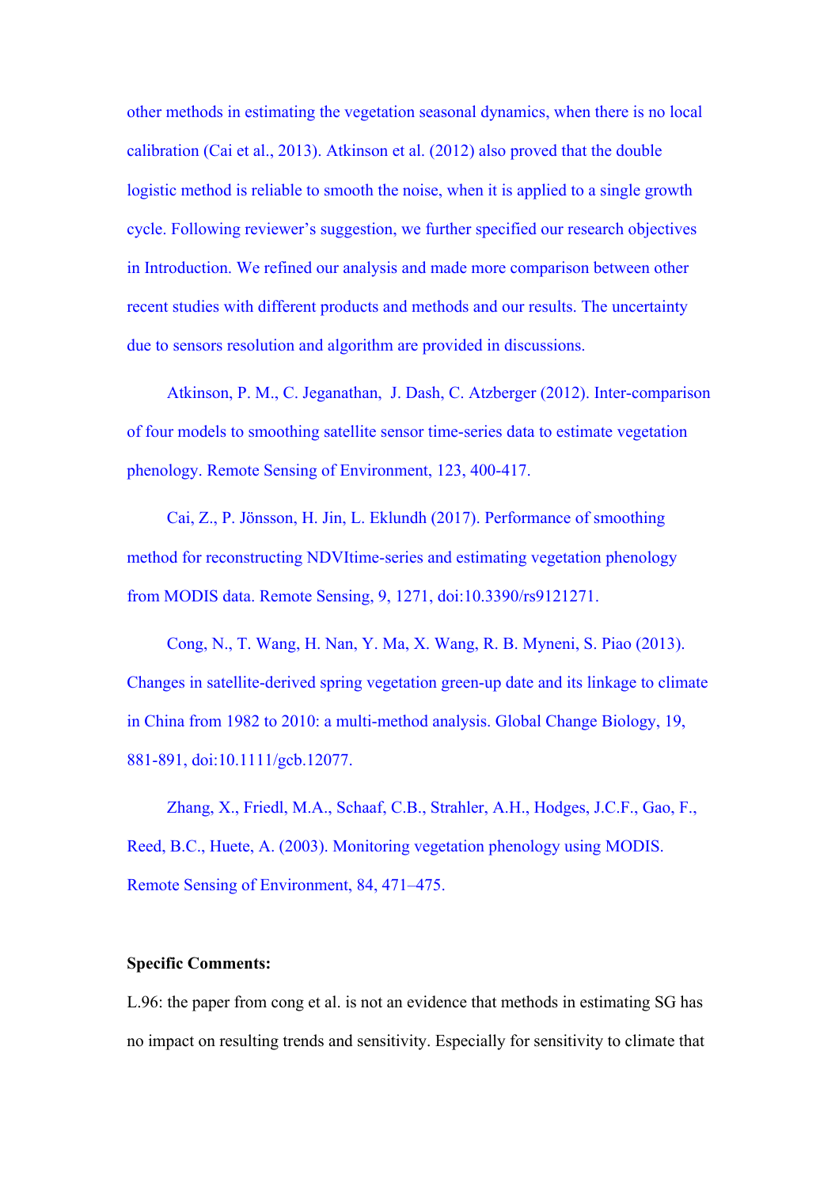other methods in estimating the vegetation seasonal dynamics, when there is no local calibration (Cai et al., 2013). Atkinson et al. (2012) also proved that the double logistic method is reliable to smooth the noise, when it is applied to a single growth cycle. Following reviewer's suggestion, we further specified our research objectives in Introduction. We refined our analysis and made more comparison between other recent studies with different products and methods and our results. The uncertainty due to sensors resolution and algorithm are provided in discussions.

Atkinson, P. M., C. Jeganathan, J. Dash, C. Atzberger (2012). Inter-comparison of four models to smoothing satellite sensor time-series data to estimate vegetation phenology. Remote Sensing of Environment, 123, 400-417.

Cai, Z., P. Jönsson, H. Jin, L. Eklundh (2017). Performance of smoothing method for reconstructing NDVItime-series and estimating vegetation phenology from MODIS data. Remote Sensing, 9, 1271, doi:10.3390/rs9121271.

Cong, N., T. Wang, H. Nan, Y. Ma, X. Wang, R. B. Myneni, S. Piao (2013). Changes in satellite-derived spring vegetation green-up date and its linkage to climate in China from 1982 to 2010: a multi-method analysis. Global Change Biology, 19, 881-891, doi:10.1111/gcb.12077.

Zhang, X., Friedl, M.A., Schaaf, C.B., Strahler, A.H., Hodges, J.C.F., Gao, F., Reed, B.C., Huete, A. (2003). Monitoring vegetation phenology using MODIS. Remote Sensing of Environment, 84, 471–475.

**Specific Comments:**

L.96: the paper from cong et al. is not an evidence that methods in estimating SG has no impact on resulting trends and sensitivity. Especially for sensitivity to climate that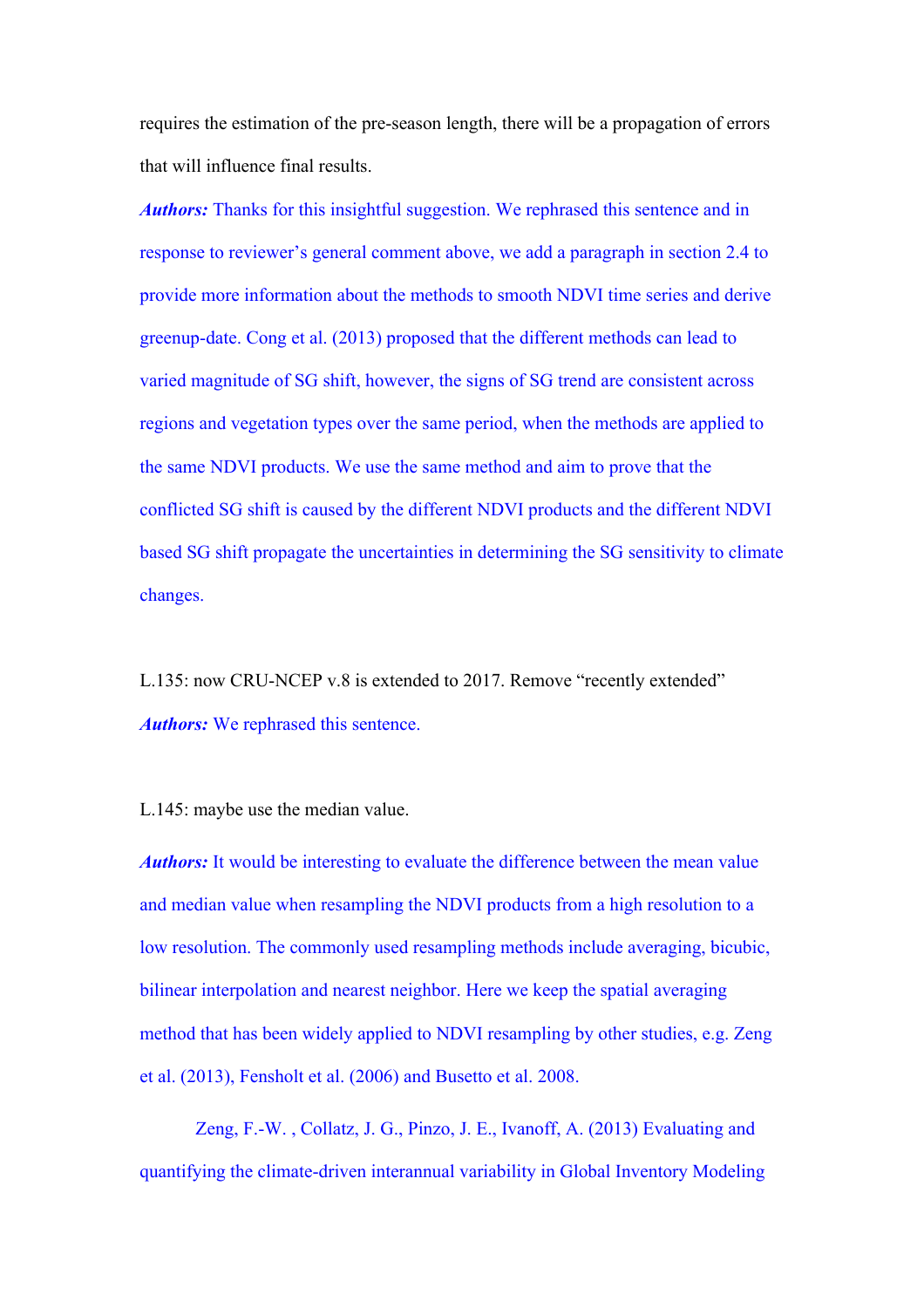requires the estimation of the pre-season length, there will be a propagation of errors that will influence final results.

***Authors:*** Thanks for this insightful suggestion. We rephrased this sentence and in response to reviewer's general comment above, we add a paragraph in section 2.4 to provide more information about the methods to smooth NDVI time series and derive greenup-date. Cong et al. (2013) proposed that the different methods can lead to varied magnitude of SG shift, however, the signs of SG trend are consistent across regions and vegetation types over the same period, when the methods are applied to the same NDVI products. We use the same method and aim to prove that the conflicted SG shift is caused by the different NDVI products and the different NDVI based SG shift propagate the uncertainties in determining the SG sensitivity to climate changes.

L.135: now CRU-NCEP v.8 is extended to 2017. Remove "recently extended"

***Authors:*** We rephrased this sentence.

L.145: maybe use the median value.

***Authors:*** It would be interesting to evaluate the difference between the mean value and median value when resampling the NDVI products from a high resolution to a low resolution. The commonly used resampling methods include averaging, bicubic, bilinear interpolation and nearest neighbor. Here we keep the spatial averaging method that has been widely applied to NDVI resampling by other studies, e.g. Zeng et al. (2013), Fensholt et al. (2006) and Busetto et al. 2008.

Zeng, F.-W. , Collatz, J. G., Pinzo, J. E., Ivanoff, A. (2013) Evaluating and quantifying the climate-driven interannual variability in Global Inventory Modeling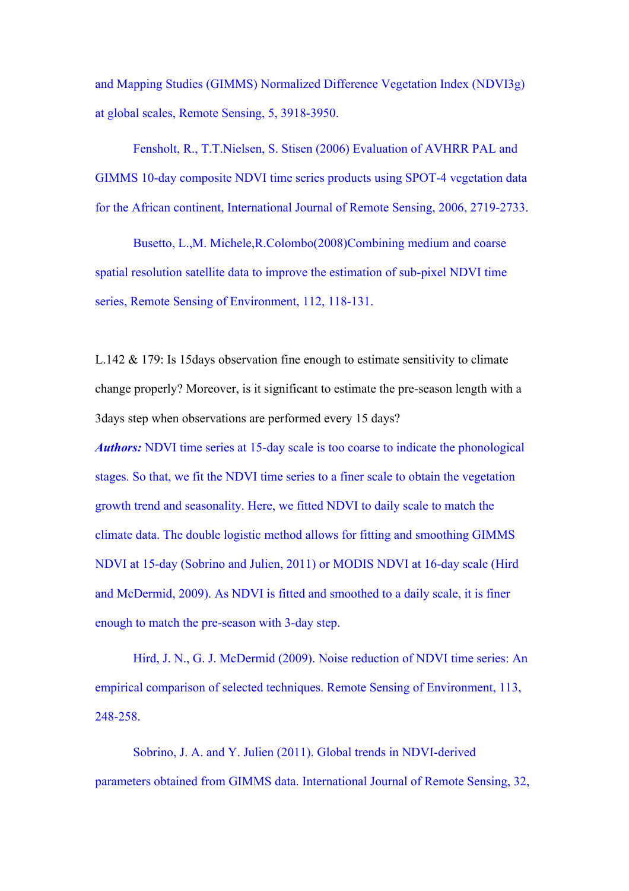and Mapping Studies (GIMMS) Normalized Difference Vegetation Index (NDVI3g) at global scales, Remote Sensing, 5, 3918-3950.

Fensholt, R., T.T.Nielsen, S. Stisen (2006) Evaluation of AVHRR PAL and GIMMS 10-day composite NDVI time series products using SPOT-4 vegetation data for the African continent, International Journal of Remote Sensing, 2006, 2719-2733.

Busetto, L.,M. Michele,R.Colombo(2008)Combining medium and coarse spatial resolution satellite data to improve the estimation of sub-pixel NDVI time series, Remote Sensing of Environment, 112, 118-131.

L.142 & 179: Is 15days observation fine enough to estimate sensitivity to climate change properly? Moreover, is it significant to estimate the pre-season length with a 3days step when observations are performed every 15 days?

***Authors:*** NDVI time series at 15-day scale is too coarse to indicate the phonological stages. So that, we fit the NDVI time series to a finer scale to obtain the vegetation growth trend and seasonality. Here, we fitted NDVI to daily scale to match the climate data. The double logistic method allows for fitting and smoothing GIMMS NDVI at 15-day (Sobrino and Julien, 2011) or MODIS NDVI at 16-day scale (Hird and McDermid, 2009). As NDVI is fitted and smoothed to a daily scale, it is finer enough to match the pre-season with 3-day step.

Hird, J. N., G. J. McDermid (2009). Noise reduction of NDVI time series: An empirical comparison of selected techniques. Remote Sensing of Environment, 113, 248-258.

Sobrino, J. A. and Y. Julien (2011). Global trends in NDVI-derived parameters obtained from GIMMS data. International Journal of Remote Sensing, 32,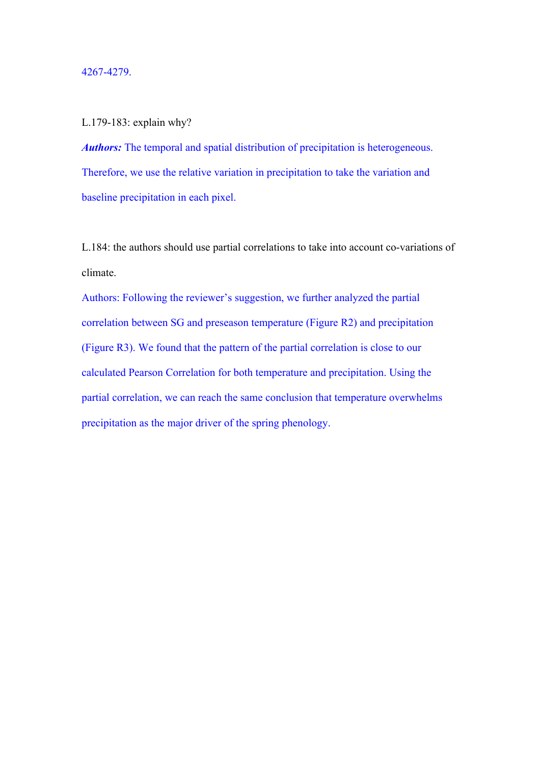4267-4279.

L.179-183: explain why?

***Authors:*** The temporal and spatial distribution of precipitation is heterogeneous. Therefore, we use the relative variation in precipitation to take the variation and baseline precipitation in each pixel.

L.184: the authors should use partial correlations to take into account co-variations of climate.

Authors: Following the reviewer's suggestion, we further analyzed the partial correlation between SG and preseason temperature (Figure R2) and precipitation (Figure R3). We found that the pattern of the partial correlation is close to our calculated Pearson Correlation for both temperature and precipitation. Using the partial correlation, we can reach the same conclusion that temperature overwhelms precipitation as the major driver of the spring phenology.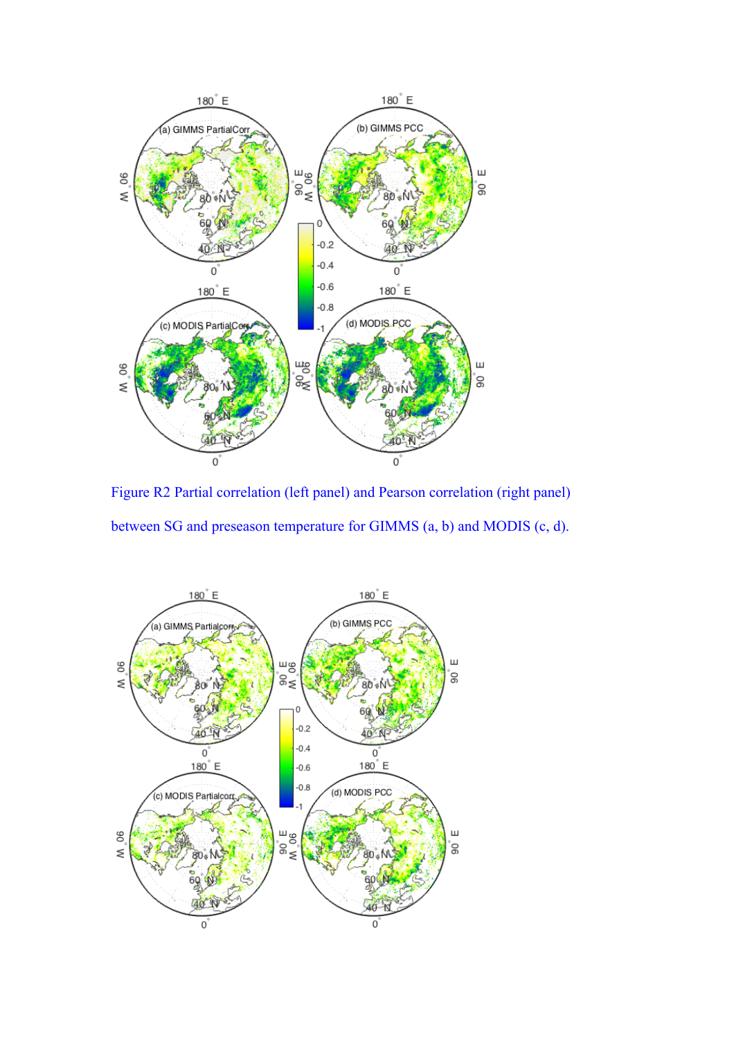Figure R2 Partial correlation (left panel) and Pearson correlation (right panel) between SG and preseason temperature for GIMMS (a, b) and MODIS (c, d).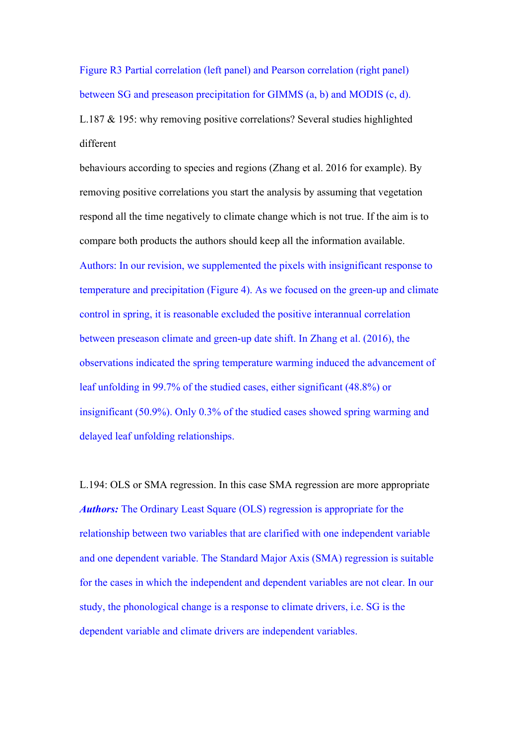Figure R3 Partial correlation (left panel) and Pearson correlation (right panel) between SG and preseason precipitation for GIMMS (a, b) and MODIS (c, d).

L.187 & 195: why removing positive correlations? Several studies highlighted different

behaviours according to species and regions (Zhang et al. 2016 for example). By removing positive correlations you start the analysis by assuming that vegetation respond all the time negatively to climate change which is not true. If the aim is to compare both products the authors should keep all the information available.

Authors: In our revision, we supplemented the pixels with insignificant response to temperature and precipitation (Figure 4). As we focused on the green-up and climate control in spring, it is reasonable excluded the positive interannual correlation between preseason climate and green-up date shift. In Zhang et al. (2016), the observations indicated the spring temperature warming induced the advancement of leaf unfolding in 99.7% of the studied cases, either significant (48.8%) or insignificant (50.9%). Only 0.3% of the studied cases showed spring warming and delayed leaf unfolding relationships.

L.194: OLS or SMA regression. In this case SMA regression are more appropriate

***Authors:*** The Ordinary Least Square (OLS) regression is appropriate for the relationship between two variables that are clarified with one independent variable and one dependent variable. The Standard Major Axis (SMA) regression is suitable for the cases in which the independent and dependent variables are not clear. In our study, the phonological change is a response to climate drivers, i.e. SG is the dependent variable and climate drivers are independent variables.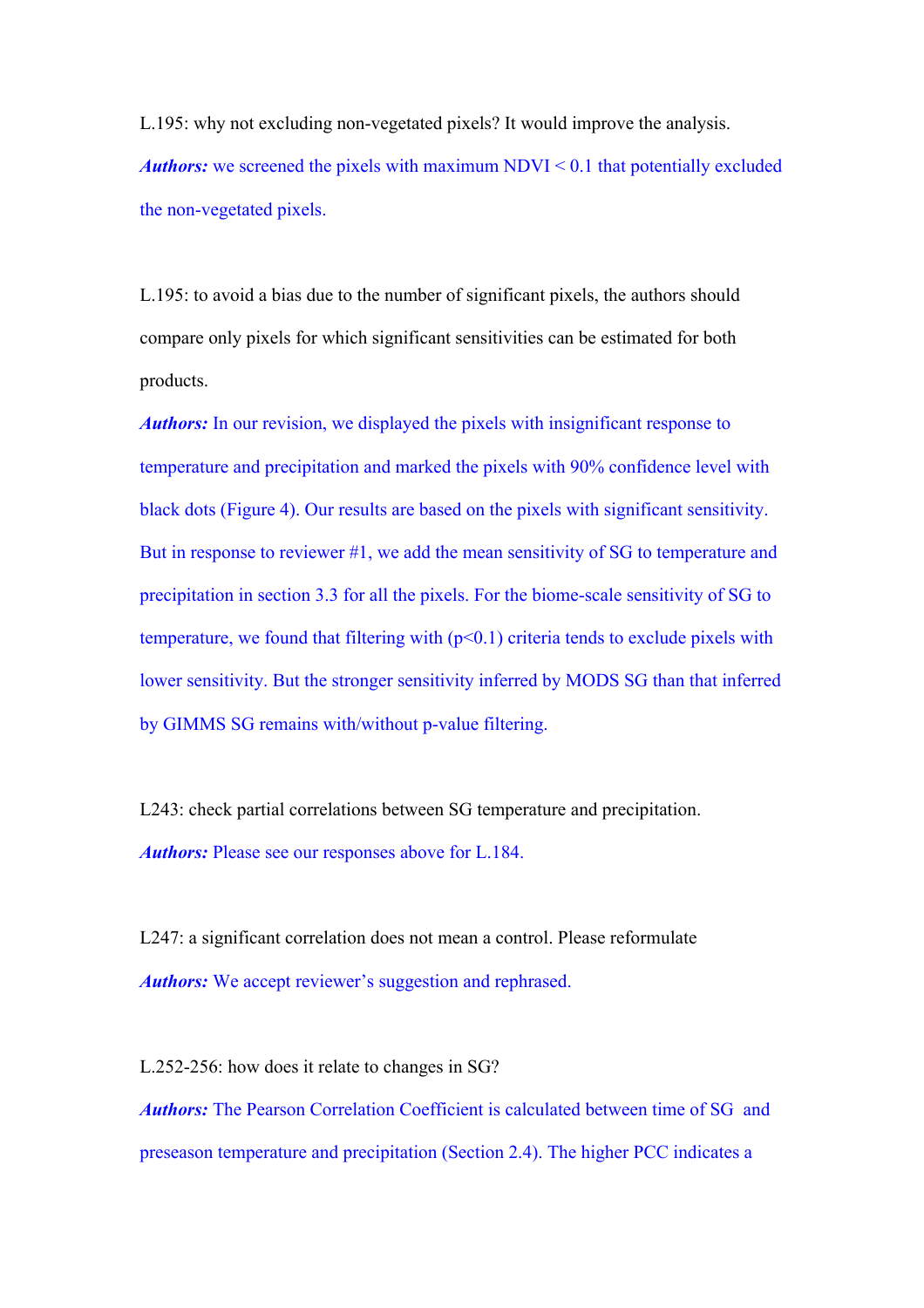L.195: why not excluding non-vegetated pixels? It would improve the analysis.

***Authors:*** we screened the pixels with maximum NDVI < 0.1 that potentially excluded the non-vegetated pixels.

L.195: to avoid a bias due to the number of significant pixels, the authors should compare only pixels for which significant sensitivities can be estimated for both products.

***Authors:*** In our revision, we displayed the pixels with insignificant response to temperature and precipitation and marked the pixels with 90% confidence level with black dots (Figure 4). Our results are based on the pixels with significant sensitivity. But in response to reviewer #1, we add the mean sensitivity of SG to temperature and precipitation in section 3.3 for all the pixels. For the biome-scale sensitivity of SG to temperature, we found that filtering with ($p<0.1$) criteria tends to exclude pixels with lower sensitivity. But the stronger sensitivity inferred by MODS SG than that inferred by GIMMS SG remains with/without p-value filtering.

L243: check partial correlations between SG temperature and precipitation.

***Authors:*** Please see our responses above for L.184.

L247: a significant correlation does not mean a control. Please reformulate

***Authors:*** We accept reviewer's suggestion and rephrased.

L.252-256: how does it relate to changes in SG?

***Authors:*** The Pearson Correlation Coefficient is calculated between time of SG and preseason temperature and precipitation (Section 2.4). The higher PCC indicates a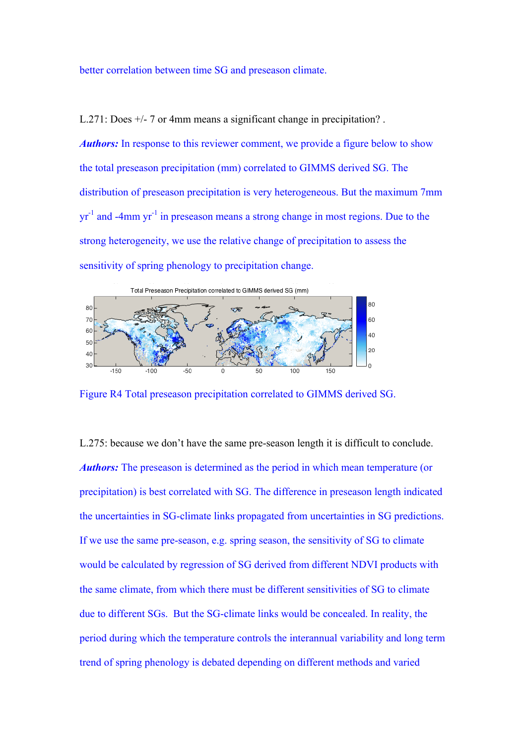better correlation between time SG and preseason climate.

L.271: Does +/- 7 or 4mm means a significant change in precipitation? .

***Authors:*** In response to this reviewer comment, we provide a figure below to show the total preseason precipitation (mm) correlated to GIMMS derived SG. The distribution of preseason precipitation is very heterogeneous. But the maximum 7mm $yr^{-1}$ and -4mm $yr^{-1}$ in preseason means a strong change in most regions. Due to the strong heterogeneity, we use the relative change of precipitation to assess the sensitivity of spring phenology to precipitation change.

Figure R4 Total preseason precipitation correlated to GIMMS derived SG.

L.275: because we don't have the same pre-season length it is difficult to conclude.

***Authors:*** The preseason is determined as the period in which mean temperature (or precipitation) is best correlated with SG. The difference in preseason length indicated the uncertainties in SG-climate links propagated from uncertainties in SG predictions. If we use the same pre-season, e.g. spring season, the sensitivity of SG to climate would be calculated by regression of SG derived from different NDVI products with the same climate, from which there must be different sensitivities of SG to climate due to different SGs. But the SG-climate links would be concealed. In reality, the period during which the temperature controls the interannual variability and long term trend of spring phenology is debated depending on different methods and varied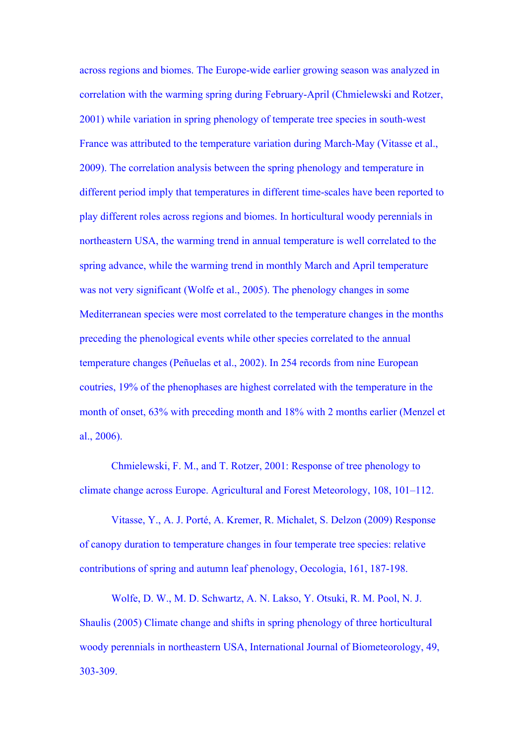across regions and biomes. The Europe-wide earlier growing season was analyzed in correlation with the warming spring during February-April (Chmielewski and Rotzer, 2001) while variation in spring phenology of temperate tree species in south-west France was attributed to the temperature variation during March-May (Vitasse et al., 2009). The correlation analysis between the spring phenology and temperature in different period imply that temperatures in different time-scales have been reported to play different roles across regions and biomes. In horticultural woody perennials in northeastern USA, the warming trend in annual temperature is well correlated to the spring advance, while the warming trend in monthly March and April temperature was not very significant (Wolfe et al., 2005). The phenology changes in some Mediterranean species were most correlated to the temperature changes in the months preceding the phenological events while other species correlated to the annual temperature changes (Peñuelas et al., 2002). In 254 records from nine European coutries, 19% of the phenophases are highest correlated with the temperature in the month of onset, 63% with preceding month and 18% with 2 months earlier (Menzel et al., 2006).

Chmielewski, F. M., and T. Rotzer, 2001: Response of tree phenology to climate change across Europe. Agricultural and Forest Meteorology, 108, 101–112.

Vitasse, Y., A. J. Porté, A. Kremer, R. Michalet, S. Delzon (2009) Response of canopy duration to temperature changes in four temperate tree species: relative contributions of spring and autumn leaf phenology, Oecologia, 161, 187-198.

Wolfe, D. W., M. D. Schwartz, A. N. Lakso, Y. Otsuki, R. M. Pool, N. J. Shaulis (2005) Climate change and shifts in spring phenology of three horticultural woody perennials in northeastern USA, International Journal of Biometeorology, 49, 303-309.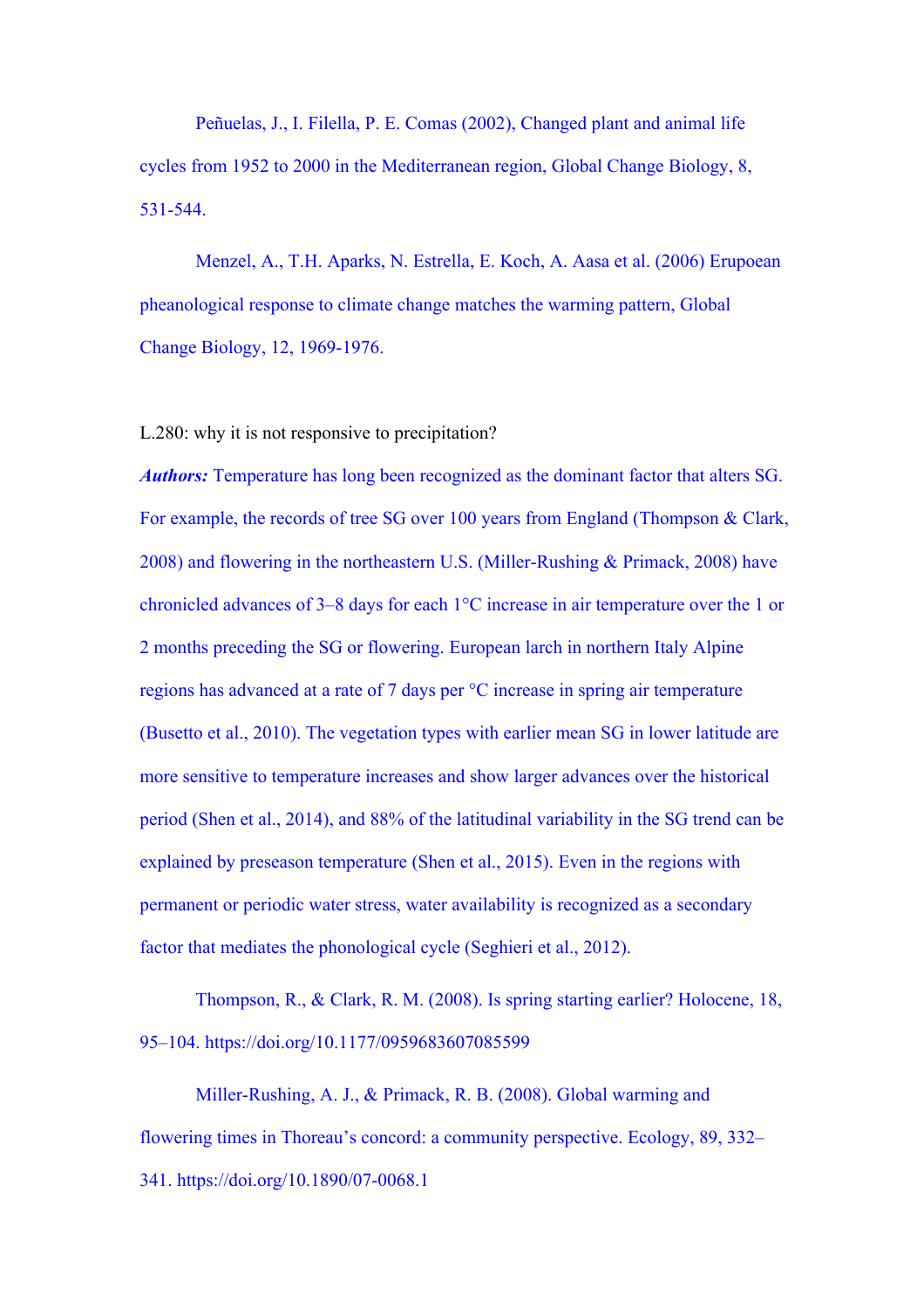Peñuelas, J., I. Filella, P. E. Comas (2002), Changed plant and animal life cycles from 1952 to 2000 in the Mediterranean region, Global Change Biology, 8, 531-544.

Menzel, A., T.H. Aparks, N. Estrella, E. Koch, A. Aasa et al. (2006) Erupoean pheanological response to climate change matches the warming pattern, Global Change Biology, 12, 1969-1976.

L.280: why it is not responsive to precipitation?

***Authors:*** Temperature has long been recognized as the dominant factor that alters SG. For example, the records of tree SG over 100 years from England (Thompson & Clark, 2008) and flowering in the northeastern U.S. (Miller-Rushing & Primack, 2008) have chronicled advances of 3–8 days for each 1°C increase in air temperature over the 1 or 2 months preceding the SG or flowering. European larch in northern Italy Alpine regions has advanced at a rate of 7 days per °C increase in spring air temperature (Busetto et al., 2010). The vegetation types with earlier mean SG in lower latitude are more sensitive to temperature increases and show larger advances over the historical period (Shen et al., 2014), and 88% of the latitudinal variability in the SG trend can be explained by preseason temperature (Shen et al., 2015). Even in the regions with permanent or periodic water stress, water availability is recognized as a secondary factor that mediates the phonological cycle (Seghieri et al., 2012).

Thompson, R., & Clark, R. M. (2008). Is spring starting earlier? Holocene, 18, 95–104. https://doi.org/10.1177/0959683607085599

Miller-Rushing, A. J., & Primack, R. B. (2008). Global warming and flowering times in Thoreau's concord: a community perspective. Ecology, 89, 332–341. https://doi.org/10.1890/07-0068.1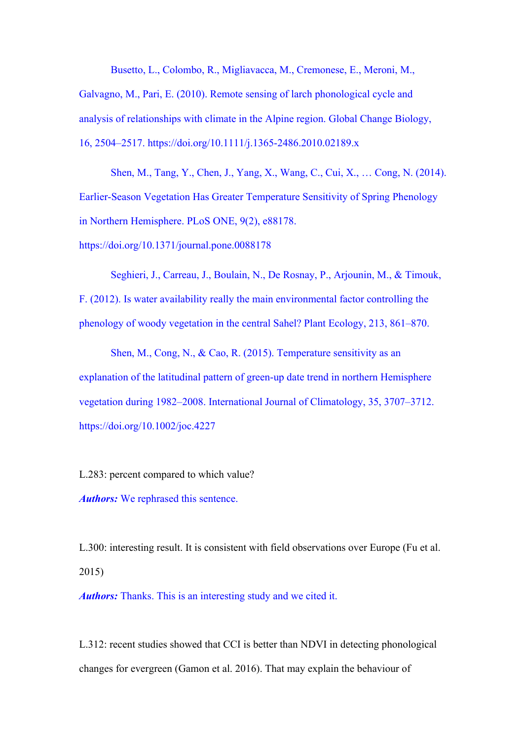Busetto, L., Colombo, R., Migliavacca, M., Cremonese, E., Meroni, M., Galvagno, M., Pari, E. (2010). Remote sensing of larch phonological cycle and analysis of relationships with climate in the Alpine region. Global Change Biology, 16, 2504–2517. https://doi.org/10.1111/j.1365-2486.2010.02189.x

Shen, M., Tang, Y., Chen, J., Yang, X., Wang, C., Cui, X., … Cong, N. (2014). Earlier-Season Vegetation Has Greater Temperature Sensitivity of Spring Phenology in Northern Hemisphere. PLoS ONE, 9(2), e88178. https://doi.org/10.1371/journal.pone.0088178

Seghieri, J., Carreau, J., Boulain, N., De Rosnay, P., Arjounin, M., & Timouk, F. (2012). Is water availability really the main environmental factor controlling the phenology of woody vegetation in the central Sahel? Plant Ecology, 213, 861–870.

Shen, M., Cong, N., & Cao, R. (2015). Temperature sensitivity as an explanation of the latitudinal pattern of green-up date trend in northern Hemisphere vegetation during 1982–2008. International Journal of Climatology, 35, 3707–3712. https://doi.org/10.1002/joc.4227

L.283: percent compared to which value?

***Authors:*** We rephrased this sentence.

L.300: interesting result. It is consistent with field observations over Europe (Fu et al. 2015)

***Authors:*** Thanks. This is an interesting study and we cited it.

L.312: recent studies showed that CCI is better than NDVI in detecting phonological changes for evergreen (Gamon et al. 2016). That may explain the behaviour of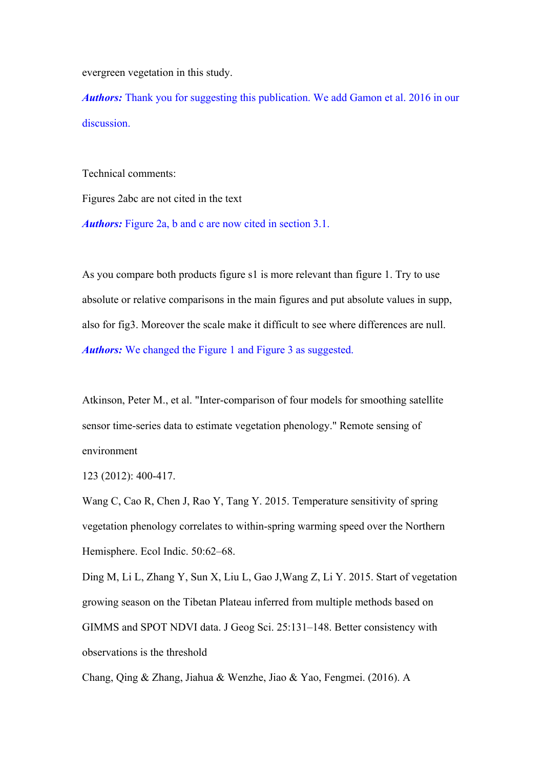evergreen vegetation in this study.

***Authors:*** Thank you for suggesting this publication. We add Gamon et al. 2016 in our discussion.

Technical comments:

Figures 2abc are not cited in the text

***Authors:*** Figure 2a, b and c are now cited in section 3.1.

As you compare both products figure s1 is more relevant than figure 1. Try to use absolute or relative comparisons in the main figures and put absolute values in supp, also for fig3. Moreover the scale make it difficult to see where differences are null.

***Authors:*** We changed the Figure 1 and Figure 3 as suggested.

Atkinson, Peter M., et al. "Inter-comparison of four models for smoothing satellite sensor time-series data to estimate vegetation phenology." Remote sensing of environment

123 (2012): 400-417.

Wang C, Cao R, Chen J, Rao Y, Tang Y. 2015. Temperature sensitivity of spring vegetation phenology correlates to within-spring warming speed over the Northern Hemisphere. Ecol Indic. 50:62–68.

Ding M, Li L, Zhang Y, Sun X, Liu L, Gao J,Wang Z, Li Y. 2015. Start of vegetation growing season on the Tibetan Plateau inferred from multiple methods based on GIMMS and SPOT NDVI data. J Geog Sci. 25:131–148. Better consistency with observations is the threshold

Chang, Qing & Zhang, Jiahua & Wenzhe, Jiao & Yao, Fengmei. (2016). A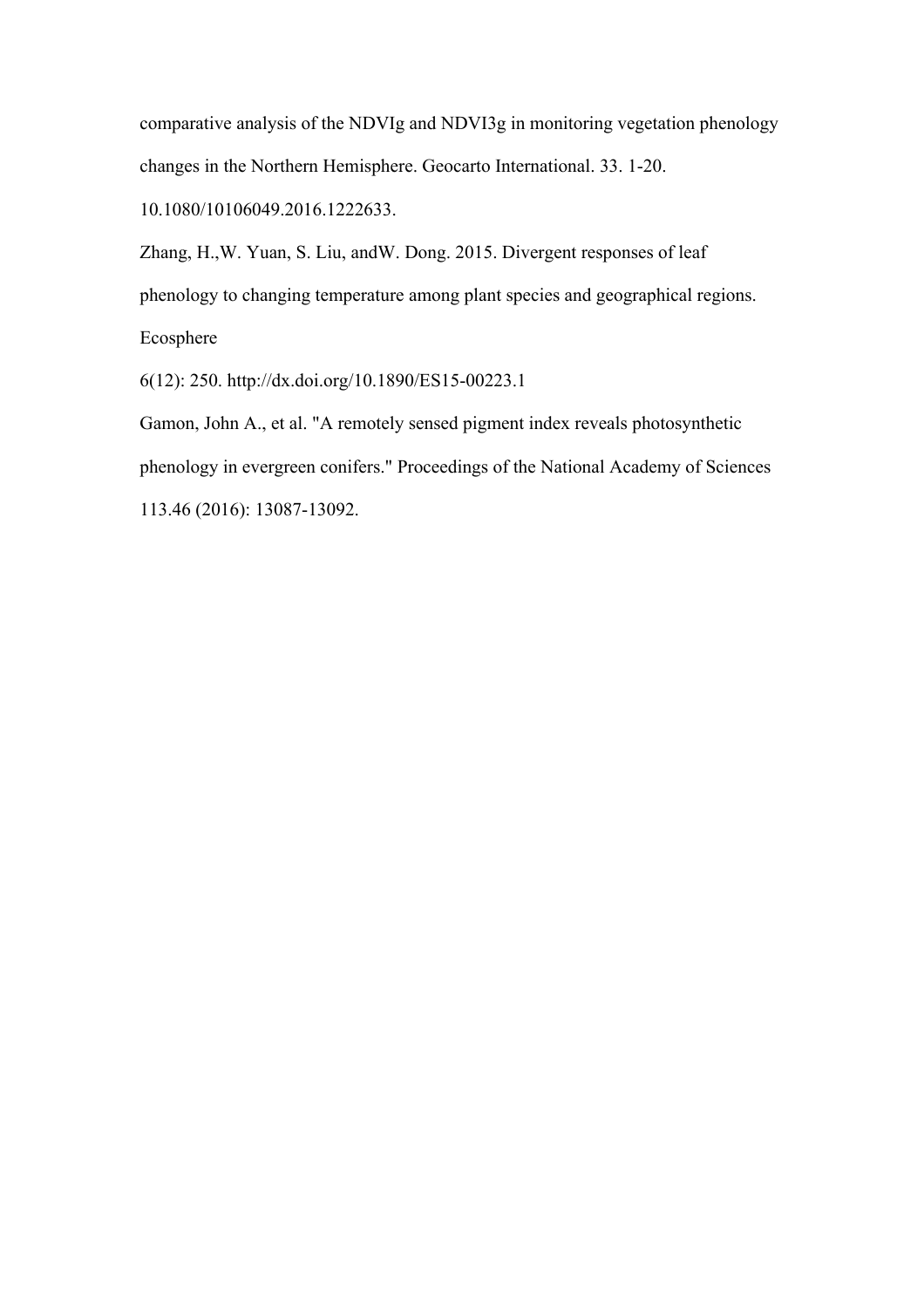comparative analysis of the NDVIg and NDVI3g in monitoring vegetation phenology changes in the Northern Hemisphere. Geocarto International. 33. 1-20. 10.1080/10106049.2016.1222633.

Zhang, H.,W. Yuan, S. Liu, andW. Dong. 2015. Divergent responses of leaf phenology to changing temperature among plant species and geographical regions. Ecosphere
6(12): 250. http://dx.doi.org/10.1890/ES15-00223.1

Gamon, John A., et al. "A remotely sensed pigment index reveals photosynthetic phenology in evergreen conifers." Proceedings of the National Academy of Sciences 113.46 (2016): 13087-13092.